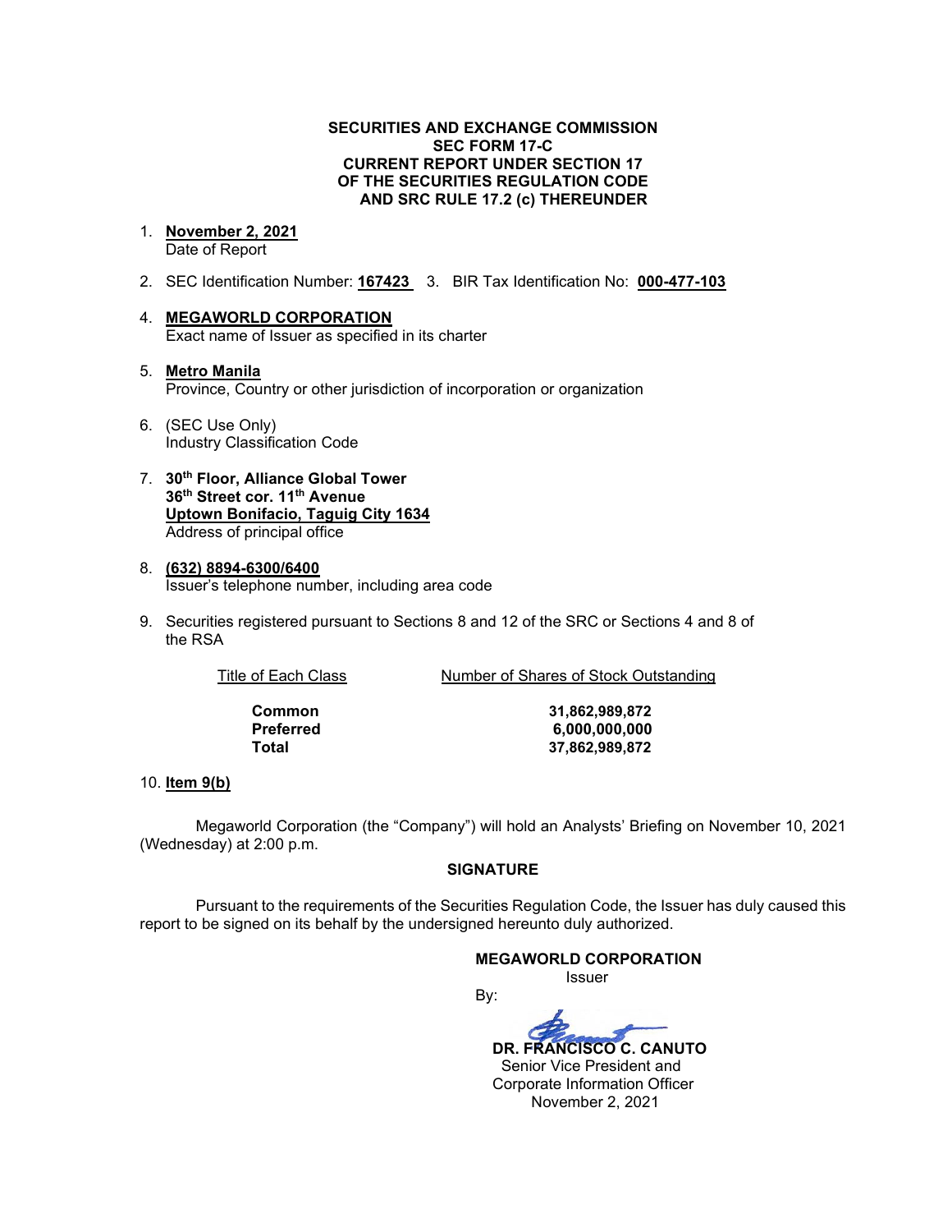**SECURITIES AND EXCHANGE COMMISSION**
**SEC FORM 17-C**
**CURRENT REPORT UNDER SECTION 17**
**OF THE SECURITIES REGULATION CODE**
**AND SRC RULE 17.2 (c) THEREUNDER**

1. **November 2, 2021**
   Date of Report

2. SEC Identification Number: **167423**   3. BIR Tax Identification No: **000-477-103**

4. **MEGAWORLD CORPORATION**
   Exact name of Issuer as specified in its charter

5. **Metro Manila**
   Province, Country or other jurisdiction of incorporation or organization

6. (SEC Use Only)
   Industry Classification Code

7. **30th Floor, Alliance Global Tower**
   **36th Street cor. 11th Avenue**
   **Uptown Bonifacio, Taguig City 1634**
   Address of principal office

8. **(632) 8894-6300/6400**
   Issuer's telephone number, including area code

9. Securities registered pursuant to Sections 8 and 12 of the SRC or Sections 4 and 8 of the RSA

| Title of Each Class | Number of Shares of Stock Outstanding |
|---|---|
| **Common** | **31,862,989,872** |
| **Preferred** | **6,000,000,000** |
| **Total** | **37,862,989,872** |

10. **Item 9(b)**

Megaworld Corporation (the "Company") will hold an Analysts' Briefing on November 10, 2021 (Wednesday) at 2:00 p.m.

**SIGNATURE**

Pursuant to the requirements of the Securities Regulation Code, the Issuer has duly caused this report to be signed on its behalf by the undersigned hereunto duly authorized.

**MEGAWORLD CORPORATION**
Issuer

By:

**DR. FRANCISCO C. CANUTO**
Senior Vice President and
Corporate Information Officer
November 2, 2021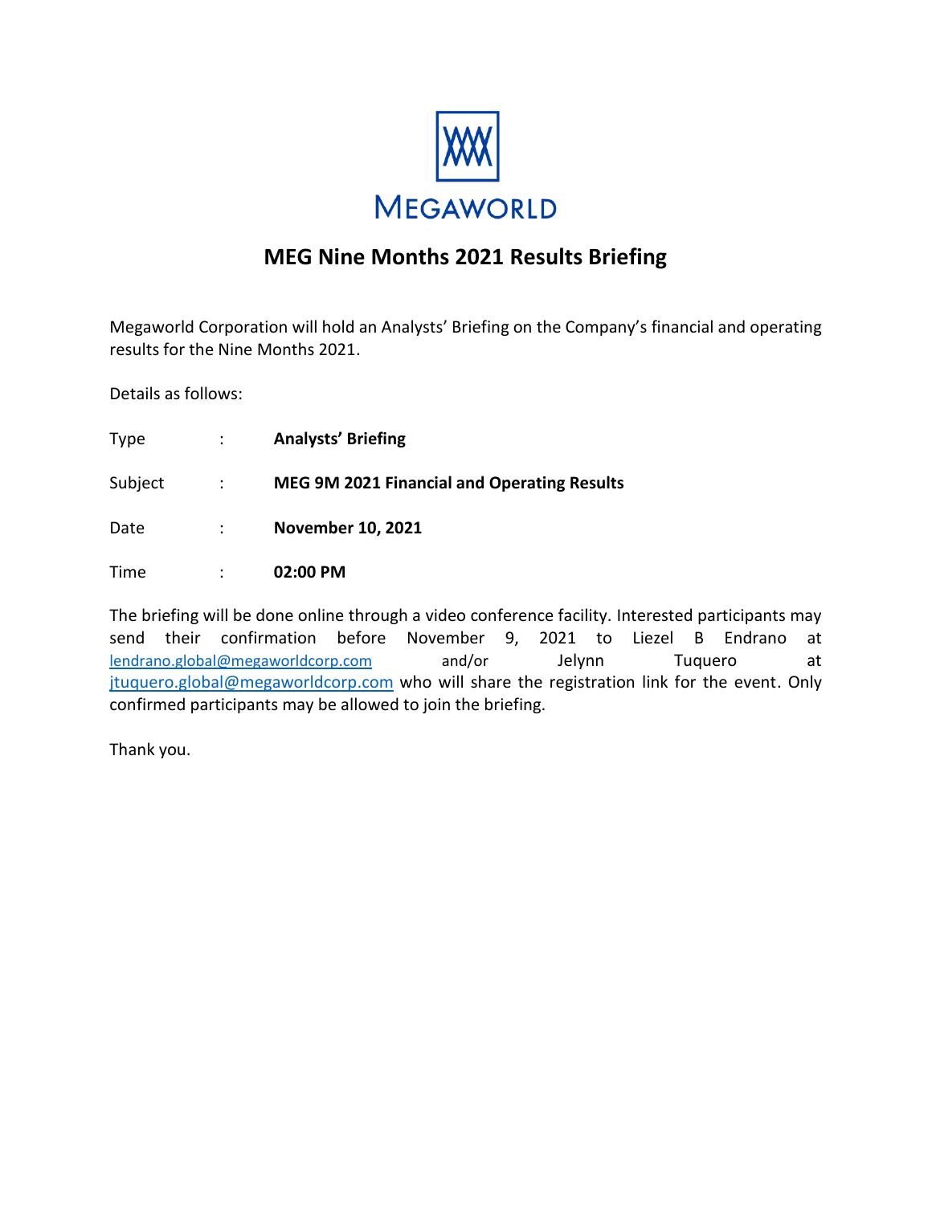MEGAWORLD

# MEG Nine Months 2021 Results Briefing

Megaworld Corporation will hold an Analysts' Briefing on the Company's financial and operating results for the Nine Months 2021.

Details as follows:

| | | |
|---|---|---|
| Type | : | **Analysts' Briefing** |
| Subject | : | **MEG 9M 2021 Financial and Operating Results** |
| Date | : | **November 10, 2021** |
| Time | : | **02:00 PM** |

The briefing will be done online through a video conference facility. Interested participants may send their confirmation before November 9, 2021 to Liezel B Endrano at lendrano.global@megaworldcorp.com and/or Jelynn Tuquero at jtuquero.global@megaworldcorp.com who will share the registration link for the event. Only confirmed participants may be allowed to join the briefing.

Thank you.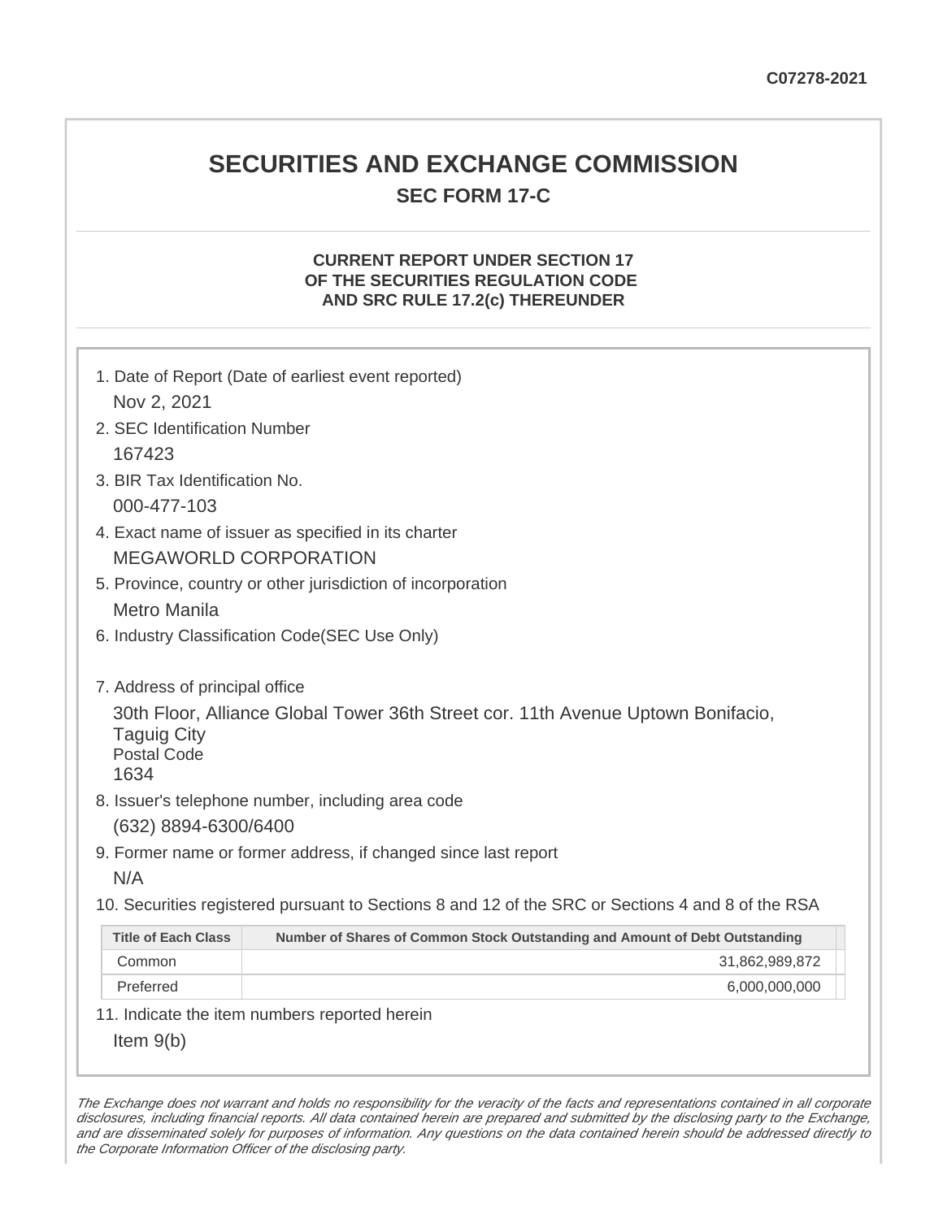C07278-2021

# SECURITIES AND EXCHANGE COMMISSION

## SEC FORM 17-C

### CURRENT REPORT UNDER SECTION 17 OF THE SECURITIES REGULATION CODE AND SRC RULE 17.2(c) THEREUNDER

1. Date of Report (Date of earliest event reported)
   Nov 2, 2021
2. SEC Identification Number
   167423
3. BIR Tax Identification No.
   000-477-103
4. Exact name of issuer as specified in its charter
   MEGAWORLD CORPORATION
5. Province, country or other jurisdiction of incorporation
   Metro Manila
6. Industry Classification Code(SEC Use Only)

7. Address of principal office
   30th Floor, Alliance Global Tower 36th Street cor. 11th Avenue Uptown Bonifacio, Taguig City
   Postal Code
   1634
8. Issuer's telephone number, including area code
   (632) 8894-6300/6400
9. Former name or former address, if changed since last report
   N/A
10. Securities registered pursuant to Sections 8 and 12 of the SRC or Sections 4 and 8 of the RSA

| Title of Each Class | Number of Shares of Common Stock Outstanding and Amount of Debt Outstanding |
|---|---|
| Common | 31,862,989,872 |
| Preferred | 6,000,000,000 |

11. Indicate the item numbers reported herein
    Item 9(b)

*The Exchange does not warrant and holds no responsibility for the veracity of the facts and representations contained in all corporate disclosures, including financial reports. All data contained herein are prepared and submitted by the disclosing party to the Exchange, and are disseminated solely for purposes of information. Any questions on the data contained herein should be addressed directly to the Corporate Information Officer of the disclosing party.*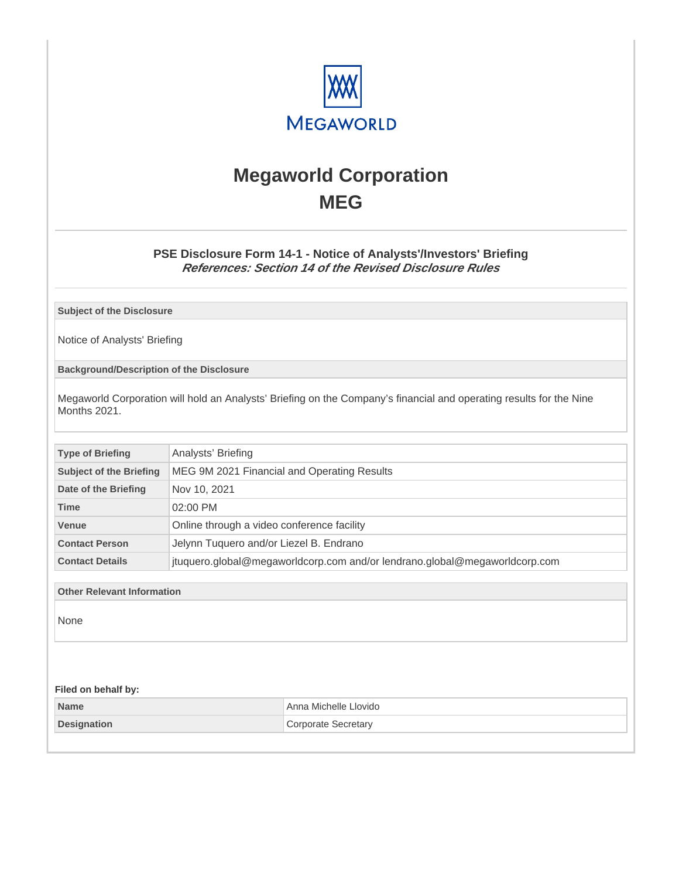MEGAWORLD

# Megaworld Corporation

# MEG

### PSE Disclosure Form 14-1 - Notice of Analysts'/Investors' Briefing

***References: Section 14 of the Revised Disclosure Rules***

**Subject of the Disclosure**

Notice of Analysts' Briefing

**Background/Description of the Disclosure**

Megaworld Corporation will hold an Analysts' Briefing on the Company's financial and operating results for the Nine Months 2021.

| | |
|---|---|
| **Type of Briefing** | Analysts' Briefing |
| **Subject of the Briefing** | MEG 9M 2021 Financial and Operating Results |
| **Date of the Briefing** | Nov 10, 2021 |
| **Time** | 02:00 PM |
| **Venue** | Online through a video conference facility |
| **Contact Person** | Jelynn Tuquero and/or Liezel B. Endrano |
| **Contact Details** | jtuquero.global@megaworldcorp.com and/or lendrano.global@megaworldcorp.com |

**Other Relevant Information**

None

**Filed on behalf by:**

| | |
|---|---|
| **Name** | Anna Michelle Llovido |
| **Designation** | Corporate Secretary |